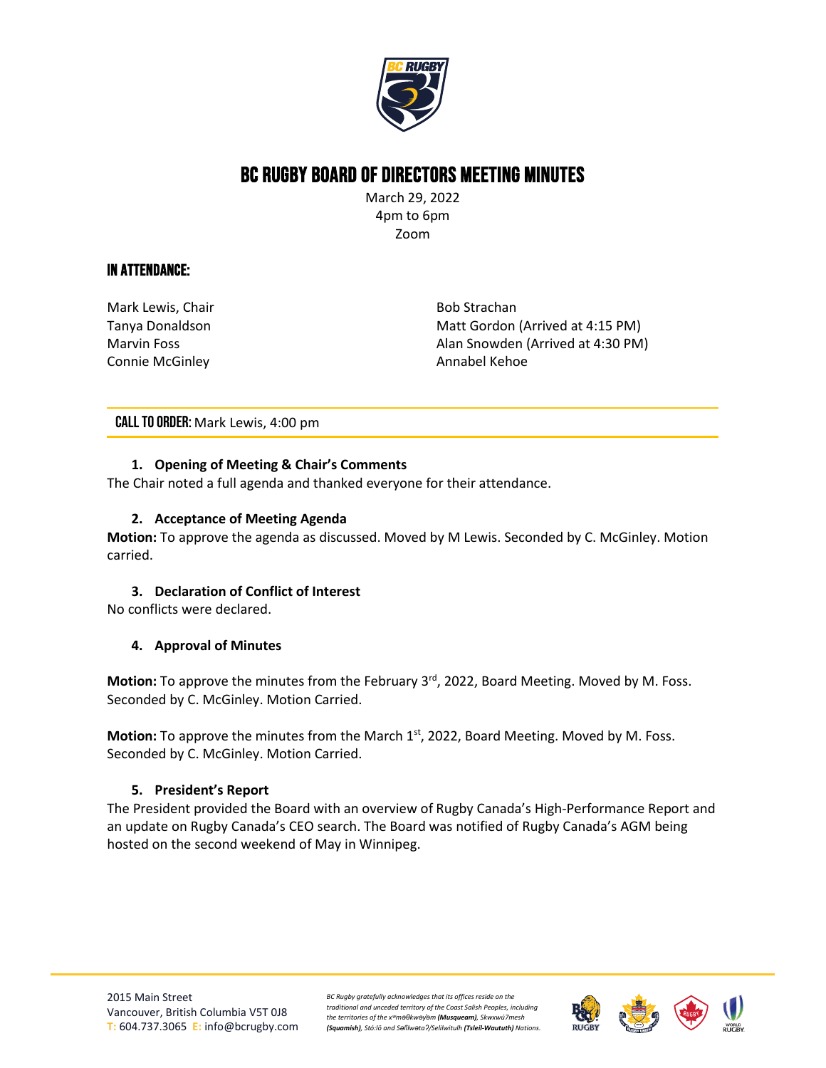# BC RUGBY BOARD OF DIRECTORS MEETING MINUTES

March 29, 2022
4pm to 6pm
Zoom

## IN ATTENDANCE:

Mark Lewis, Chair
Tanya Donaldson
Marvin Foss
Connie McGinley
Bob Strachan
Matt Gordon (Arrived at 4:15 PM)
Alan Snowden (Arrived at 4:30 PM)
Annabel Kehoe

**CALL TO ORDER:** Mark Lewis, 4:00 pm

### 1. Opening of Meeting & Chair's Comments

The Chair noted a full agenda and thanked everyone for their attendance.

### 2. Acceptance of Meeting Agenda

**Motion:** To approve the agenda as discussed. Moved by M Lewis. Seconded by C. McGinley. Motion carried.

### 3. Declaration of Conflict of Interest

No conflicts were declared.

### 4. Approval of Minutes

**Motion:** To approve the minutes from the February 3rd, 2022, Board Meeting. Moved by M. Foss. Seconded by C. McGinley. Motion Carried.

**Motion:** To approve the minutes from the March 1st, 2022, Board Meeting. Moved by M. Foss. Seconded by C. McGinley. Motion Carried.

### 5. President's Report

The President provided the Board with an overview of Rugby Canada's High-Performance Report and an update on Rugby Canada's CEO search. The Board was notified of Rugby Canada's AGM being hosted on the second weekend of May in Winnipeg.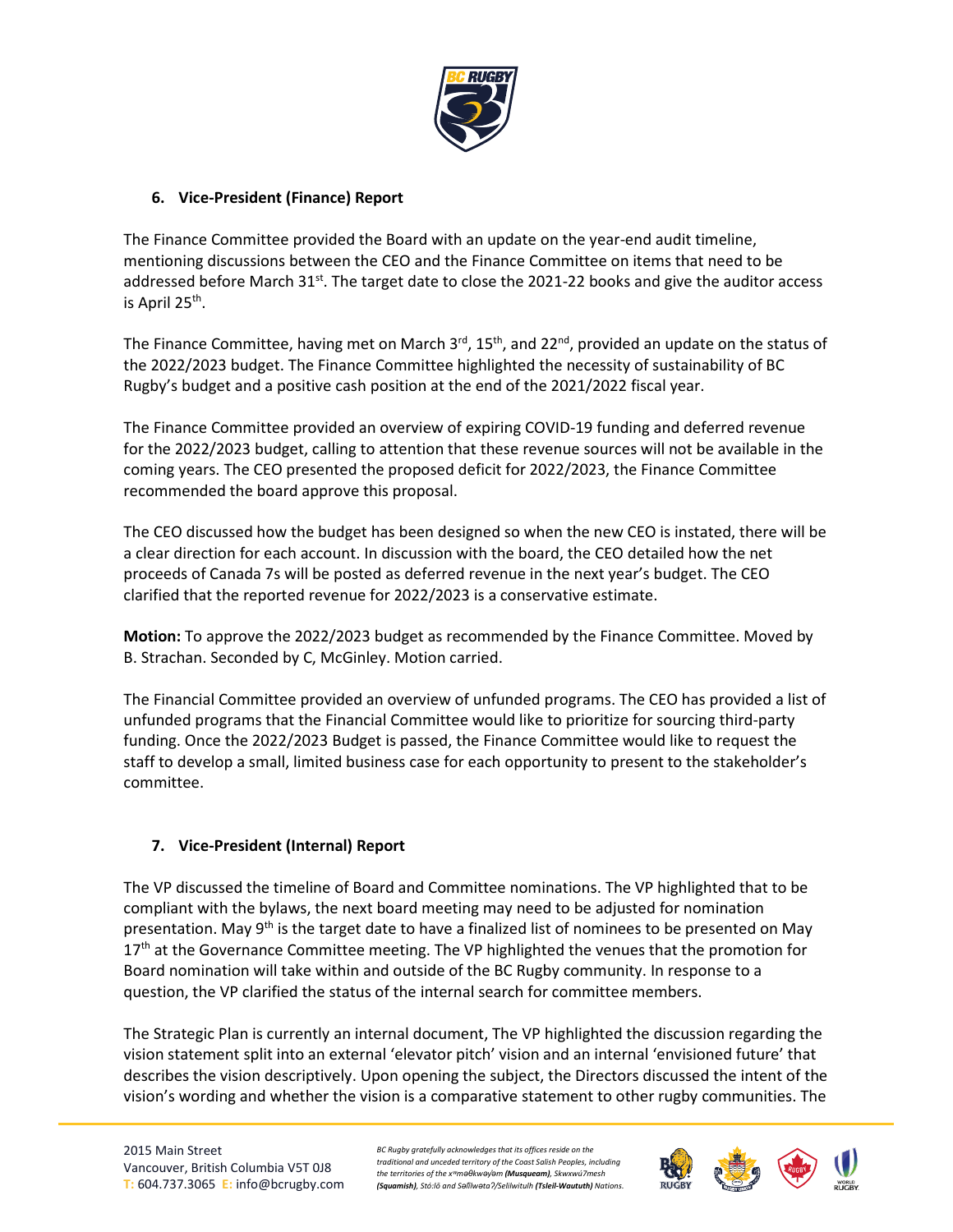## 6. Vice-President (Finance) Report

The Finance Committee provided the Board with an update on the year-end audit timeline, mentioning discussions between the CEO and the Finance Committee on items that need to be addressed before March 31st. The target date to close the 2021-22 books and give the auditor access is April 25th.

The Finance Committee, having met on March 3rd, 15th, and 22nd, provided an update on the status of the 2022/2023 budget. The Finance Committee highlighted the necessity of sustainability of BC Rugby's budget and a positive cash position at the end of the 2021/2022 fiscal year.

The Finance Committee provided an overview of expiring COVID-19 funding and deferred revenue for the 2022/2023 budget, calling to attention that these revenue sources will not be available in the coming years. The CEO presented the proposed deficit for 2022/2023, the Finance Committee recommended the board approve this proposal.

The CEO discussed how the budget has been designed so when the new CEO is instated, there will be a clear direction for each account. In discussion with the board, the CEO detailed how the net proceeds of Canada 7s will be posted as deferred revenue in the next year's budget. The CEO clarified that the reported revenue for 2022/2023 is a conservative estimate.

**Motion:** To approve the 2022/2023 budget as recommended by the Finance Committee. Moved by B. Strachan. Seconded by C, McGinley. Motion carried.

The Financial Committee provided an overview of unfunded programs. The CEO has provided a list of unfunded programs that the Financial Committee would like to prioritize for sourcing third-party funding. Once the 2022/2023 Budget is passed, the Finance Committee would like to request the staff to develop a small, limited business case for each opportunity to present to the stakeholder's committee.

## 7. Vice-President (Internal) Report

The VP discussed the timeline of Board and Committee nominations. The VP highlighted that to be compliant with the bylaws, the next board meeting may need to be adjusted for nomination presentation. May 9th is the target date to have a finalized list of nominees to be presented on May 17th at the Governance Committee meeting. The VP highlighted the venues that the promotion for Board nomination will take within and outside of the BC Rugby community. In response to a question, the VP clarified the status of the internal search for committee members.

The Strategic Plan is currently an internal document, The VP highlighted the discussion regarding the vision statement split into an external 'elevator pitch' vision and an internal 'envisioned future' that describes the vision descriptively. Upon opening the subject, the Directors discussed the intent of the vision's wording and whether the vision is a comparative statement to other rugby communities. The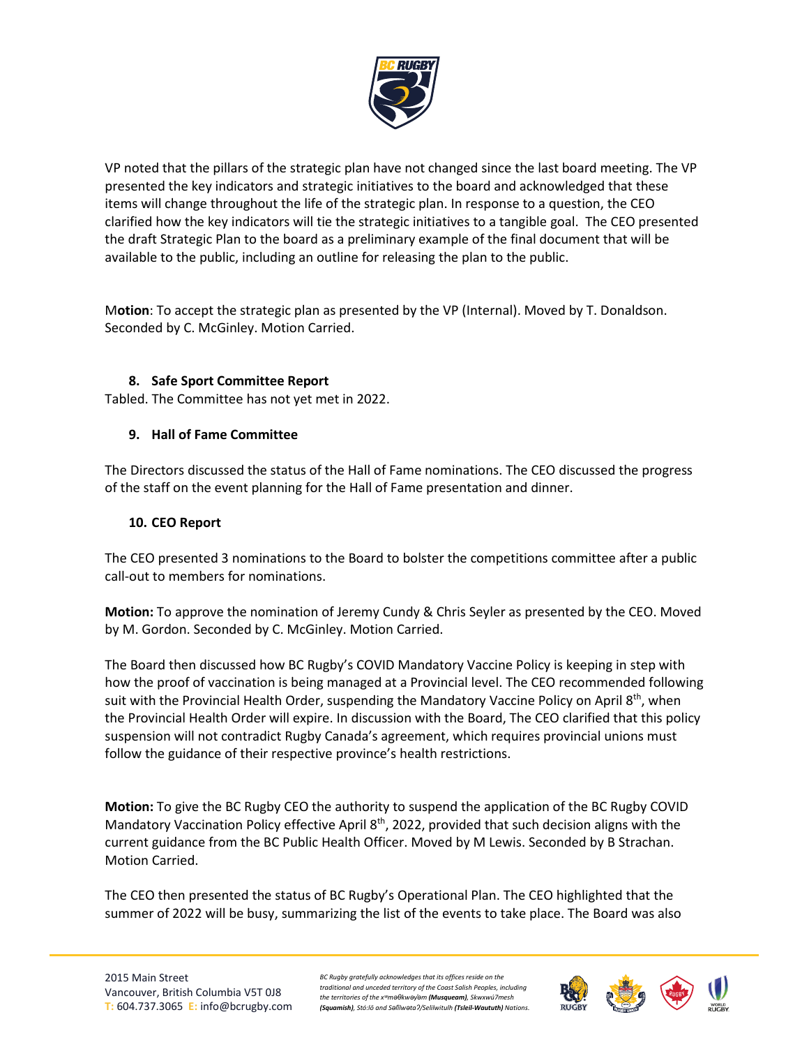VP noted that the pillars of the strategic plan have not changed since the last board meeting. The VP presented the key indicators and strategic initiatives to the board and acknowledged that these items will change throughout the life of the strategic plan. In response to a question, the CEO clarified how the key indicators will tie the strategic initiatives to a tangible goal. The CEO presented the draft Strategic Plan to the board as a preliminary example of the final document that will be available to the public, including an outline for releasing the plan to the public.

M**otion**: To accept the strategic plan as presented by the VP (Internal). Moved by T. Donaldson. Seconded by C. McGinley. Motion Carried.

**8. Safe Sport Committee Report**

Tabled. The Committee has not yet met in 2022.

**9. Hall of Fame Committee**

The Directors discussed the status of the Hall of Fame nominations. The CEO discussed the progress of the staff on the event planning for the Hall of Fame presentation and dinner.

**10. CEO Report**

The CEO presented 3 nominations to the Board to bolster the competitions committee after a public call-out to members for nominations.

**Motion:** To approve the nomination of Jeremy Cundy & Chris Seyler as presented by the CEO. Moved by M. Gordon. Seconded by C. McGinley. Motion Carried.

The Board then discussed how BC Rugby's COVID Mandatory Vaccine Policy is keeping in step with how the proof of vaccination is being managed at a Provincial level. The CEO recommended following suit with the Provincial Health Order, suspending the Mandatory Vaccine Policy on April 8th, when the Provincial Health Order will expire. In discussion with the Board, The CEO clarified that this policy suspension will not contradict Rugby Canada's agreement, which requires provincial unions must follow the guidance of their respective province's health restrictions.

**Motion:** To give the BC Rugby CEO the authority to suspend the application of the BC Rugby COVID Mandatory Vaccination Policy effective April 8th, 2022, provided that such decision aligns with the current guidance from the BC Public Health Officer. Moved by M Lewis. Seconded by B Strachan. Motion Carried.

The CEO then presented the status of BC Rugby's Operational Plan. The CEO highlighted that the summer of 2022 will be busy, summarizing the list of the events to take place. The Board was also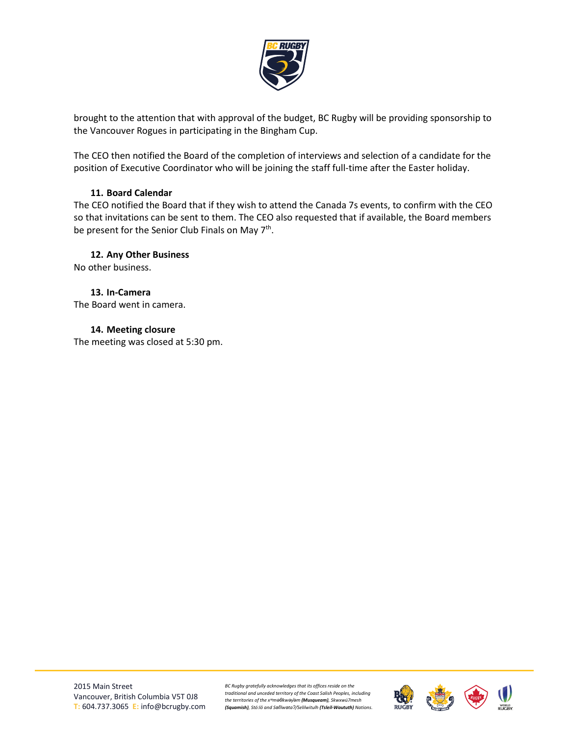brought to the attention that with approval of the budget, BC Rugby will be providing sponsorship to the Vancouver Rogues in participating in the Bingham Cup.

The CEO then notified the Board of the completion of interviews and selection of a candidate for the position of Executive Coordinator who will be joining the staff full-time after the Easter holiday.

### 11. Board Calendar

The CEO notified the Board that if they wish to attend the Canada 7s events, to confirm with the CEO so that invitations can be sent to them. The CEO also requested that if available, the Board members be present for the Senior Club Finals on May 7th.

### 12. Any Other Business

No other business.

### 13. In-Camera

The Board went in camera.

### 14. Meeting closure

The meeting was closed at 5:30 pm.